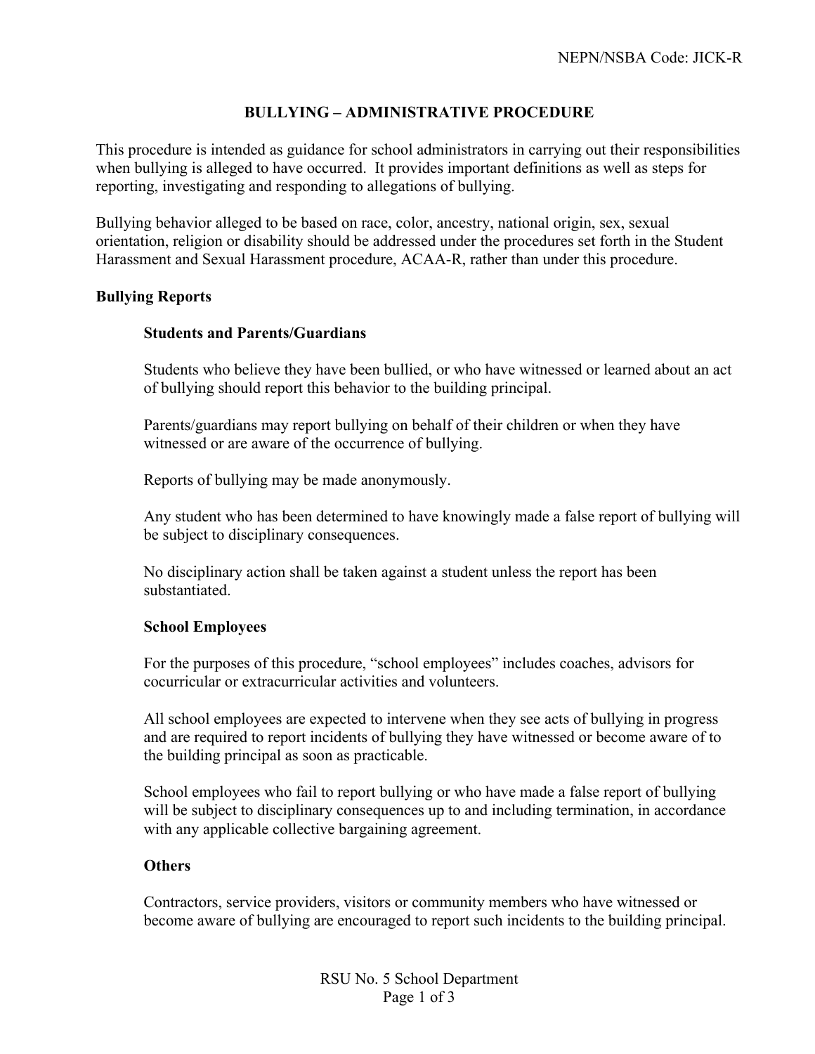# BULLYING – ADMINISTRATIVE PROCEDURE

This procedure is intended as guidance for school administrators in carrying out their responsibilities when bullying is alleged to have occurred. It provides important definitions as well as steps for reporting, investigating and responding to allegations of bullying.

Bullying behavior alleged to be based on race, color, ancestry, national origin, sex, sexual orientation, religion or disability should be addressed under the procedures set forth in the Student Harassment and Sexual Harassment procedure, ACAA-R, rather than under this procedure.

## Bullying Reports

### Students and Parents/Guardians

Students who believe they have been bullied, or who have witnessed or learned about an act of bullying should report this behavior to the building principal.

Parents/guardians may report bullying on behalf of their children or when they have witnessed or are aware of the occurrence of bullying.

Reports of bullying may be made anonymously.

Any student who has been determined to have knowingly made a false report of bullying will be subject to disciplinary consequences.

No disciplinary action shall be taken against a student unless the report has been substantiated.

### School Employees

For the purposes of this procedure, "school employees" includes coaches, advisors for cocurricular or extracurricular activities and volunteers.

All school employees are expected to intervene when they see acts of bullying in progress and are required to report incidents of bullying they have witnessed or become aware of to the building principal as soon as practicable.

School employees who fail to report bullying or who have made a false report of bullying will be subject to disciplinary consequences up to and including termination, in accordance with any applicable collective bargaining agreement.

### Others

Contractors, service providers, visitors or community members who have witnessed or become aware of bullying are encouraged to report such incidents to the building principal.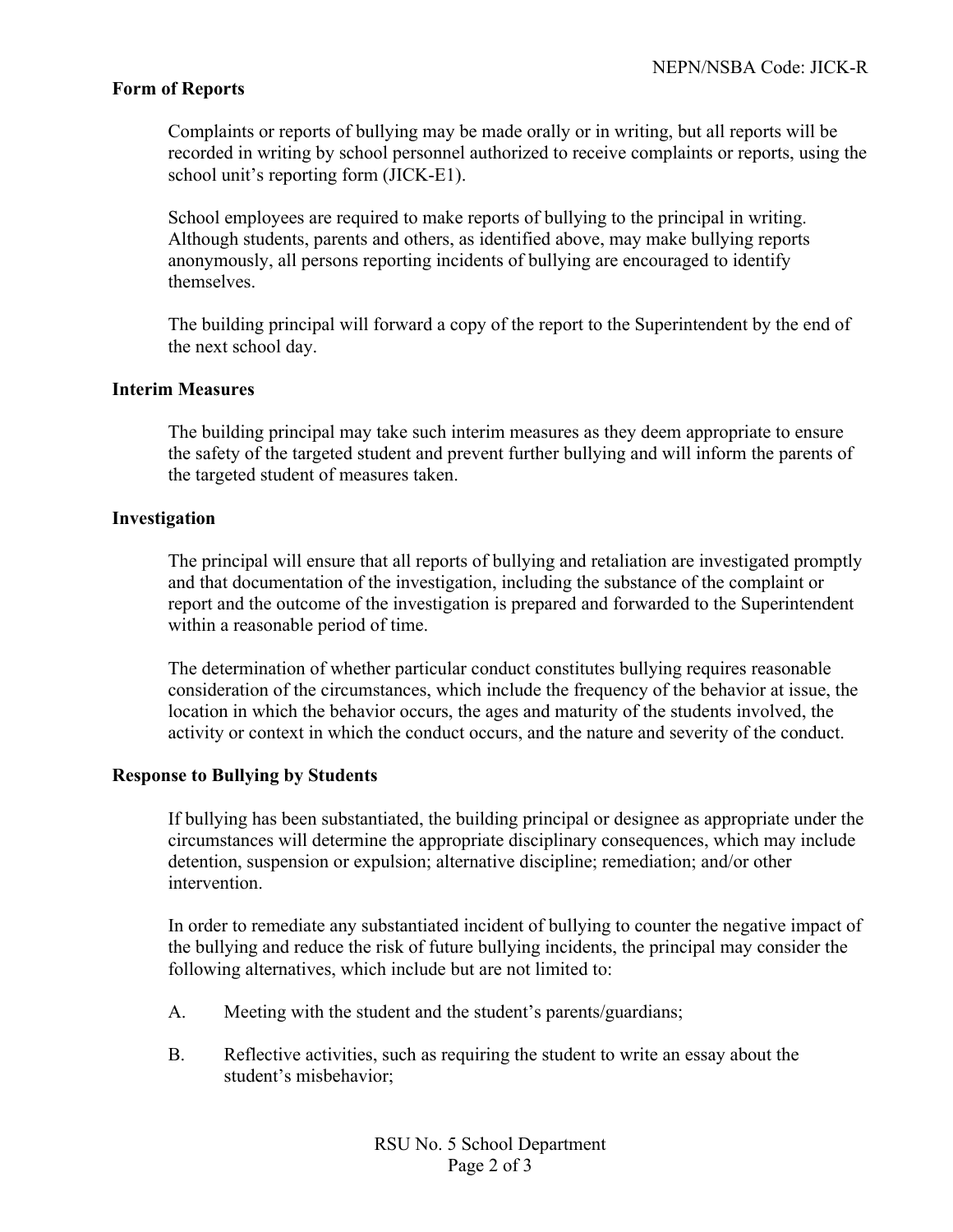### Form of Reports

Complaints or reports of bullying may be made orally or in writing, but all reports will be recorded in writing by school personnel authorized to receive complaints or reports, using the school unit's reporting form (JICK-E1).

School employees are required to make reports of bullying to the principal in writing. Although students, parents and others, as identified above, may make bullying reports anonymously, all persons reporting incidents of bullying are encouraged to identify themselves.

The building principal will forward a copy of the report to the Superintendent by the end of the next school day.

### Interim Measures

The building principal may take such interim measures as they deem appropriate to ensure the safety of the targeted student and prevent further bullying and will inform the parents of the targeted student of measures taken.

### Investigation

The principal will ensure that all reports of bullying and retaliation are investigated promptly and that documentation of the investigation, including the substance of the complaint or report and the outcome of the investigation is prepared and forwarded to the Superintendent within a reasonable period of time.

The determination of whether particular conduct constitutes bullying requires reasonable consideration of the circumstances, which include the frequency of the behavior at issue, the location in which the behavior occurs, the ages and maturity of the students involved, the activity or context in which the conduct occurs, and the nature and severity of the conduct.

### Response to Bullying by Students

If bullying has been substantiated, the building principal or designee as appropriate under the circumstances will determine the appropriate disciplinary consequences, which may include detention, suspension or expulsion; alternative discipline; remediation; and/or other intervention.

In order to remediate any substantiated incident of bullying to counter the negative impact of the bullying and reduce the risk of future bullying incidents, the principal may consider the following alternatives, which include but are not limited to:

A. Meeting with the student and the student's parents/guardians;

B. Reflective activities, such as requiring the student to write an essay about the student's misbehavior;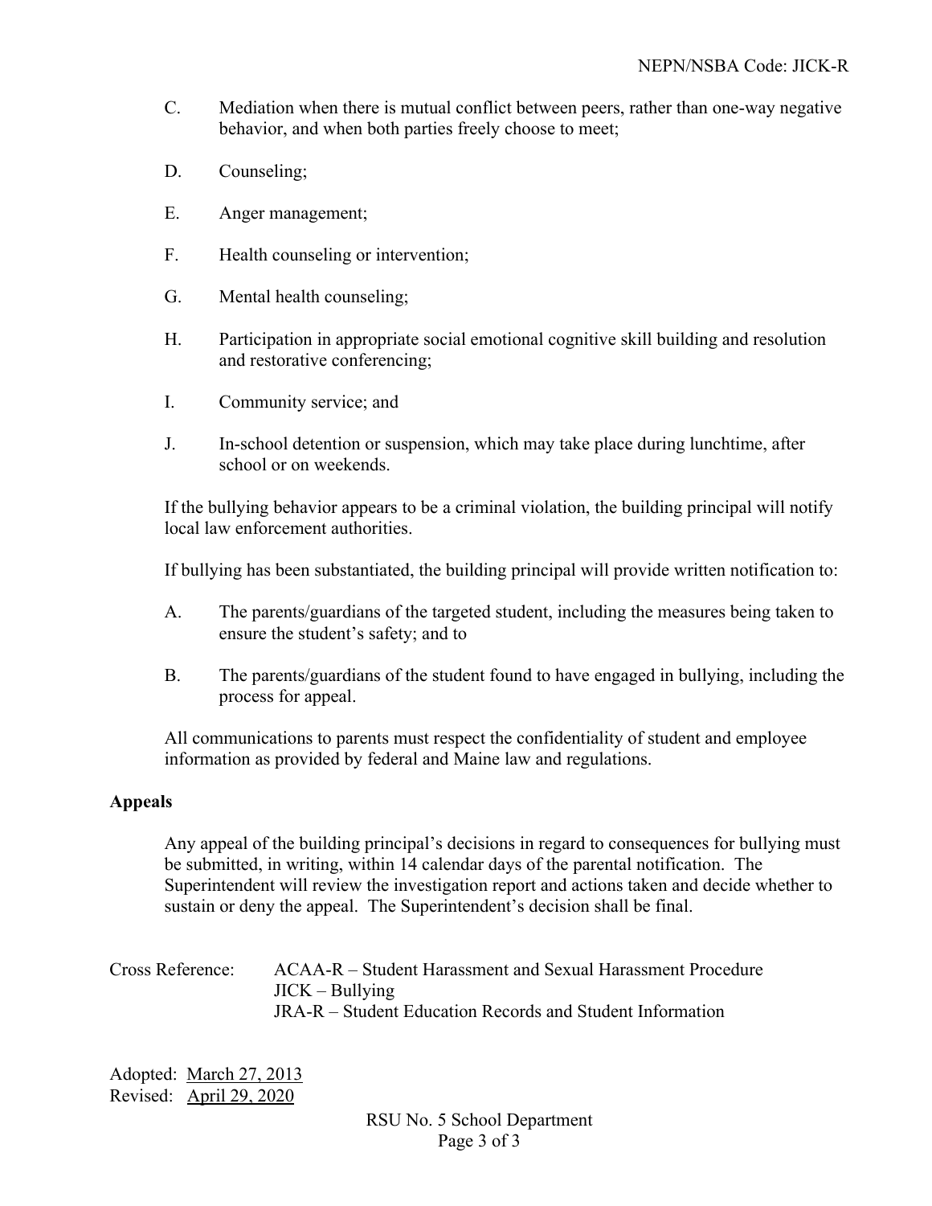C. Mediation when there is mutual conflict between peers, rather than one-way negative behavior, and when both parties freely choose to meet;

D. Counseling;

E. Anger management;

F. Health counseling or intervention;

G. Mental health counseling;

H. Participation in appropriate social emotional cognitive skill building and resolution and restorative conferencing;

I. Community service; and

J. In-school detention or suspension, which may take place during lunchtime, after school or on weekends.

If the bullying behavior appears to be a criminal violation, the building principal will notify local law enforcement authorities.

If bullying has been substantiated, the building principal will provide written notification to:

A. The parents/guardians of the targeted student, including the measures being taken to ensure the student's safety; and to

B. The parents/guardians of the student found to have engaged in bullying, including the process for appeal.

All communications to parents must respect the confidentiality of student and employee information as provided by federal and Maine law and regulations.

**Appeals**

Any appeal of the building principal's decisions in regard to consequences for bullying must be submitted, in writing, within 14 calendar days of the parental notification. The Superintendent will review the investigation report and actions taken and decide whether to sustain or deny the appeal. The Superintendent's decision shall be final.

Cross Reference: ACAA-R – Student Harassment and Sexual Harassment Procedure
JICK – Bullying
JRA-R – Student Education Records and Student Information

Adopted: March 27, 2013
Revised: April 29, 2020

RSU No. 5 School Department